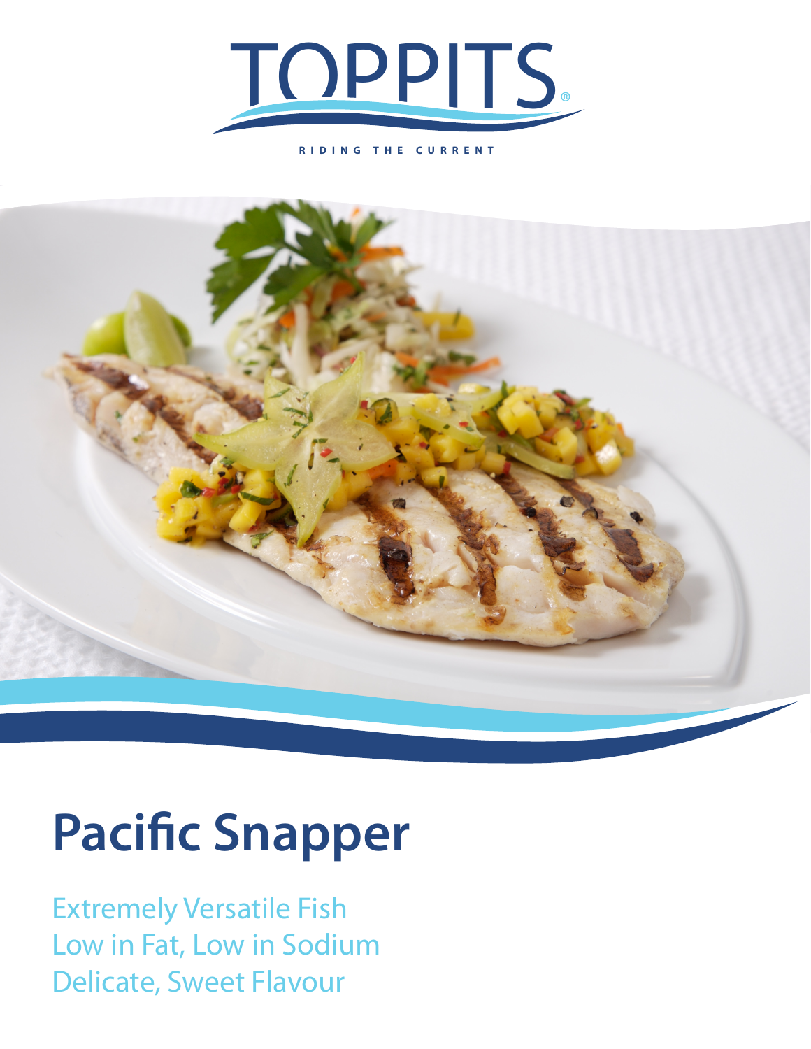TOPPITS®

RIDING THE CURRENT

# Pacific Snapper

Extremely Versatile Fish
Low in Fat, Low in Sodium
Delicate, Sweet Flavour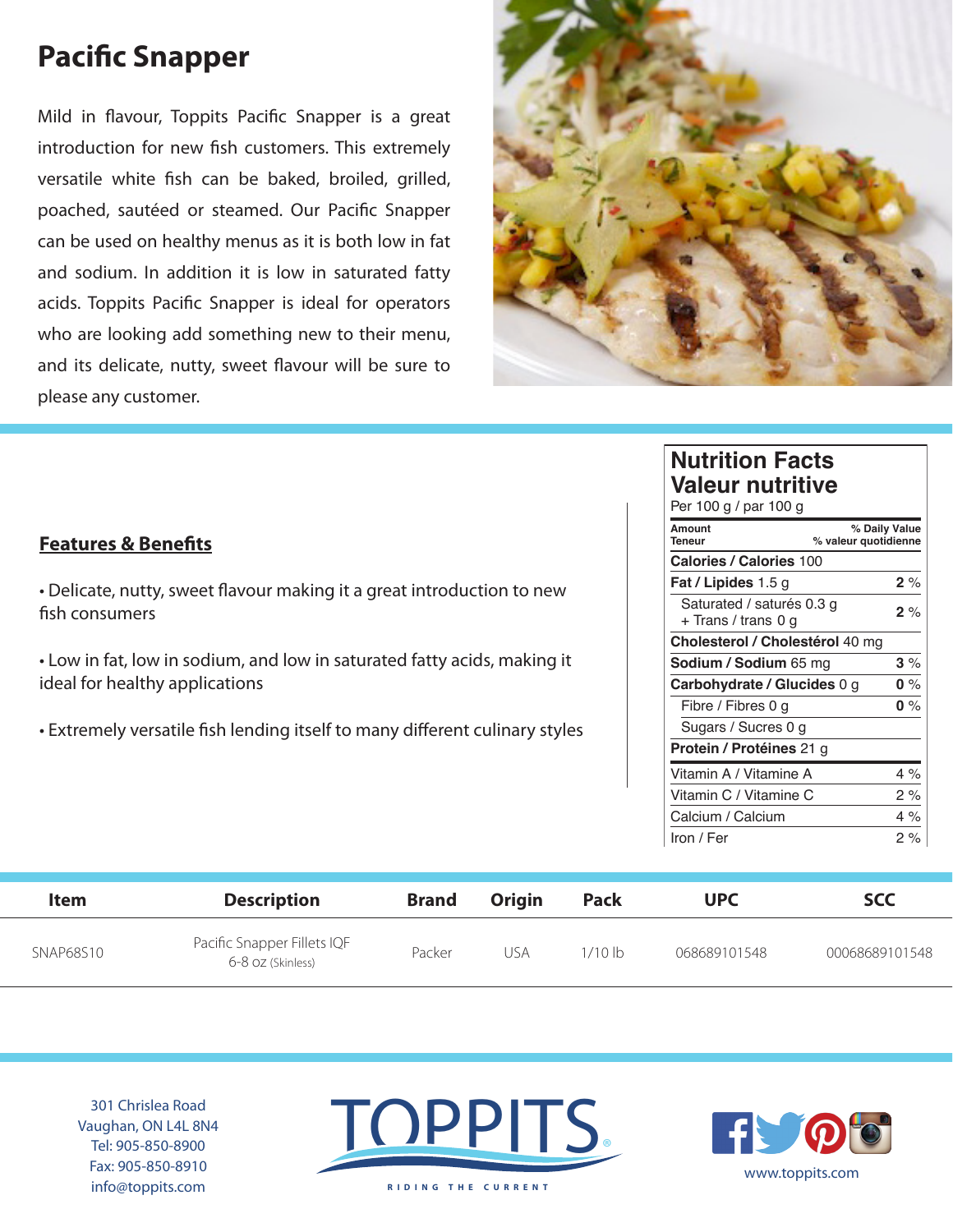# Pacific Snapper

Mild in flavour, Toppits Pacific Snapper is a great introduction for new fish customers. This extremely versatile white fish can be baked, broiled, grilled, poached, sautéed or steamed. Our Pacific Snapper can be used on healthy menus as it is both low in fat and sodium. In addition it is low in saturated fatty acids. Toppits Pacific Snapper is ideal for operators who are looking add something new to their menu, and its delicate, nutty, sweet flavour will be sure to please any customer.

## Features & Benefits

- Delicate, nutty, sweet flavour making it a great introduction to new fish consumers
- Low in fat, low in sodium, and low in saturated fatty acids, making it ideal for healthy applications
- Extremely versatile fish lending itself to many different culinary styles

**Nutrition Facts / Valeur nutritive**

Per 100 g / par 100 g

| Amount / Teneur | % Daily Value / % valeur quotidienne |
|---|---|
| **Calories / Calories** 100 | |
| **Fat / Lipides** 1.5 g | 2 % |
| Saturated / saturés 0.3 g + Trans / trans 0 g | 2 % |
| **Cholesterol / Cholestérol** 40 mg | |
| **Sodium / Sodium** 65 mg | 3 % |
| **Carbohydrate / Glucides** 0 g | 0 % |
| Fibre / Fibres 0 g | 0 % |
| Sugars / Sucres 0 g | |
| **Protein / Protéines** 21 g | |
| Vitamin A / Vitamine A | 4 % |
| Vitamin C / Vitamine C | 2 % |
| Calcium / Calcium | 4 % |
| Iron / Fer | 2 % |

| Item | Description | Brand | Origin | Pack | UPC | SCC |
|---|---|---|---|---|---|---|
| SNAP68S10 | Pacific Snapper Fillets IQF 6-8 oz (Skinless) | Packer | USA | 1/10 lb | 068689101548 | 00068689101548 |

301 Chrislea Road
Vaughan, ON L4L 8N4
Tel: 905-850-8900
Fax: 905-850-8910
info@toppits.com

TOPPITS®
RIDING THE CURRENT

www.toppits.com